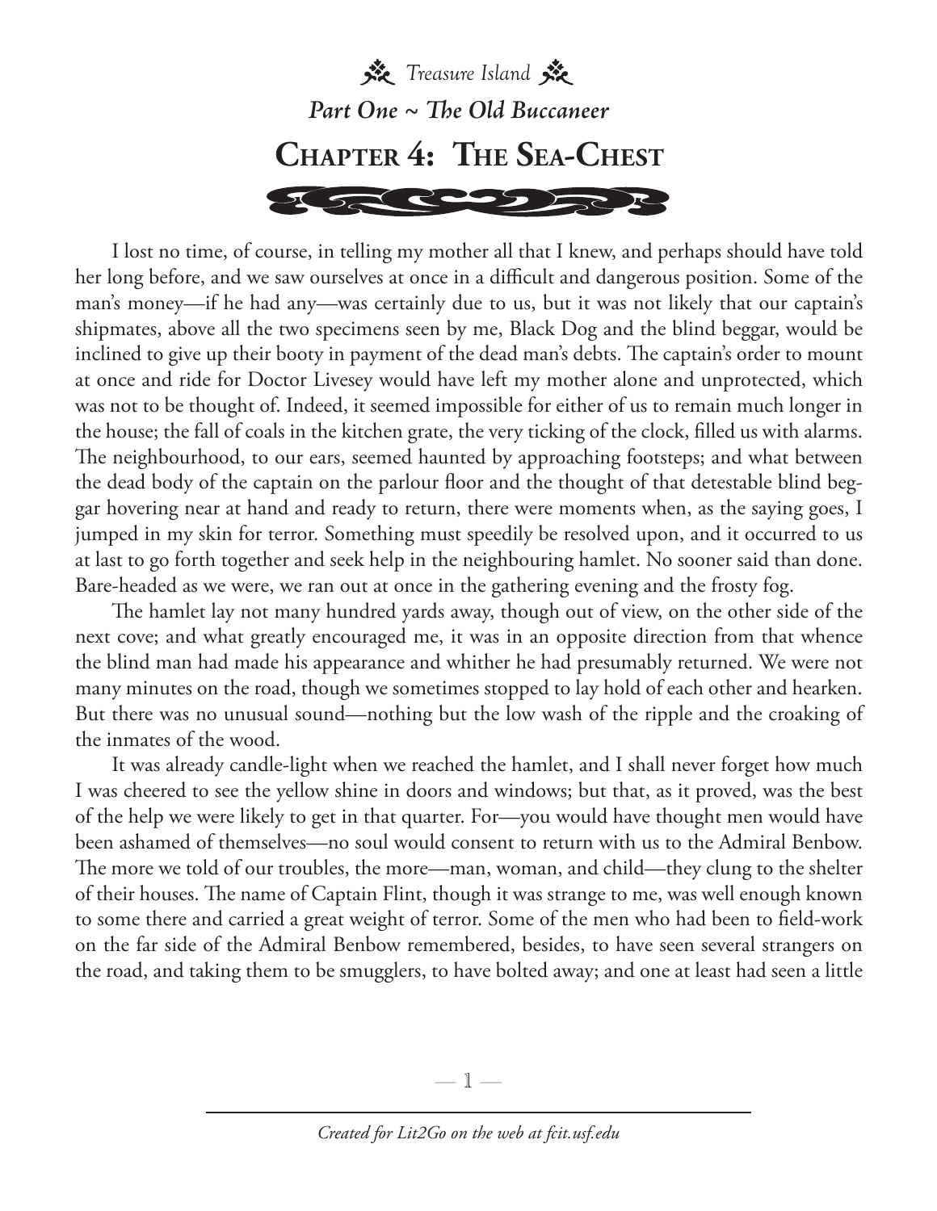*Treasure Island*

*Part One ~ The Old Buccaneer*

# Chapter 4: The Sea-Chest

I lost no time, of course, in telling my mother all that I knew, and perhaps should have told her long before, and we saw ourselves at once in a difficult and dangerous position. Some of the man's money—if he had any—was certainly due to us, but it was not likely that our captain's shipmates, above all the two specimens seen by me, Black Dog and the blind beggar, would be inclined to give up their booty in payment of the dead man's debts. The captain's order to mount at once and ride for Doctor Livesey would have left my mother alone and unprotected, which was not to be thought of. Indeed, it seemed impossible for either of us to remain much longer in the house; the fall of coals in the kitchen grate, the very ticking of the clock, filled us with alarms. The neighbourhood, to our ears, seemed haunted by approaching footsteps; and what between the dead body of the captain on the parlour floor and the thought of that detestable blind beggar hovering near at hand and ready to return, there were moments when, as the saying goes, I jumped in my skin for terror. Something must speedily be resolved upon, and it occurred to us at last to go forth together and seek help in the neighbouring hamlet. No sooner said than done. Bare-headed as we were, we ran out at once in the gathering evening and the frosty fog.

The hamlet lay not many hundred yards away, though out of view, on the other side of the next cove; and what greatly encouraged me, it was in an opposite direction from that whence the blind man had made his appearance and whither he had presumably returned. We were not many minutes on the road, though we sometimes stopped to lay hold of each other and hearken. But there was no unusual sound—nothing but the low wash of the ripple and the croaking of the inmates of the wood.

It was already candle-light when we reached the hamlet, and I shall never forget how much I was cheered to see the yellow shine in doors and windows; but that, as it proved, was the best of the help we were likely to get in that quarter. For—you would have thought men would have been ashamed of themselves—no soul would consent to return with us to the Admiral Benbow. The more we told of our troubles, the more—man, woman, and child—they clung to the shelter of their houses. The name of Captain Flint, though it was strange to me, was well enough known to some there and carried a great weight of terror. Some of the men who had been to field-work on the far side of the Admiral Benbow remembered, besides, to have seen several strangers on the road, and taking them to be smugglers, to have bolted away; and one at least had seen a little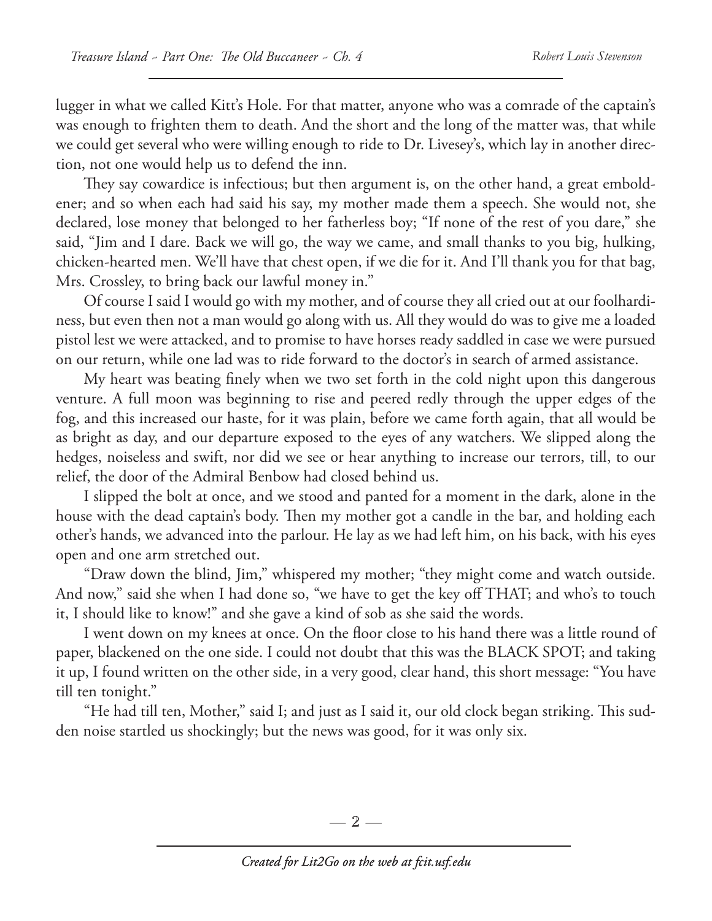lugger in what we called Kitt's Hole. For that matter, anyone who was a comrade of the captain's was enough to frighten them to death. And the short and the long of the matter was, that while we could get several who were willing enough to ride to Dr. Livesey's, which lay in another direction, not one would help us to defend the inn.

They say cowardice is infectious; but then argument is, on the other hand, a great emboldener; and so when each had said his say, my mother made them a speech. She would not, she declared, lose money that belonged to her fatherless boy; "If none of the rest of you dare," she said, "Jim and I dare. Back we will go, the way we came, and small thanks to you big, hulking, chicken-hearted men. We'll have that chest open, if we die for it. And I'll thank you for that bag, Mrs. Crossley, to bring back our lawful money in."

Of course I said I would go with my mother, and of course they all cried out at our foolhardiness, but even then not a man would go along with us. All they would do was to give me a loaded pistol lest we were attacked, and to promise to have horses ready saddled in case we were pursued on our return, while one lad was to ride forward to the doctor's in search of armed assistance.

My heart was beating finely when we two set forth in the cold night upon this dangerous venture. A full moon was beginning to rise and peered redly through the upper edges of the fog, and this increased our haste, for it was plain, before we came forth again, that all would be as bright as day, and our departure exposed to the eyes of any watchers. We slipped along the hedges, noiseless and swift, nor did we see or hear anything to increase our terrors, till, to our relief, the door of the Admiral Benbow had closed behind us.

I slipped the bolt at once, and we stood and panted for a moment in the dark, alone in the house with the dead captain's body. Then my mother got a candle in the bar, and holding each other's hands, we advanced into the parlour. He lay as we had left him, on his back, with his eyes open and one arm stretched out.

"Draw down the blind, Jim," whispered my mother; "they might come and watch outside. And now," said she when I had done so, "we have to get the key off THAT; and who's to touch it, I should like to know!" and she gave a kind of sob as she said the words.

I went down on my knees at once. On the floor close to his hand there was a little round of paper, blackened on the one side. I could not doubt that this was the BLACK SPOT; and taking it up, I found written on the other side, in a very good, clear hand, this short message: "You have till ten tonight."

"He had till ten, Mother," said I; and just as I said it, our old clock began striking. This sudden noise startled us shockingly; but the news was good, for it was only six.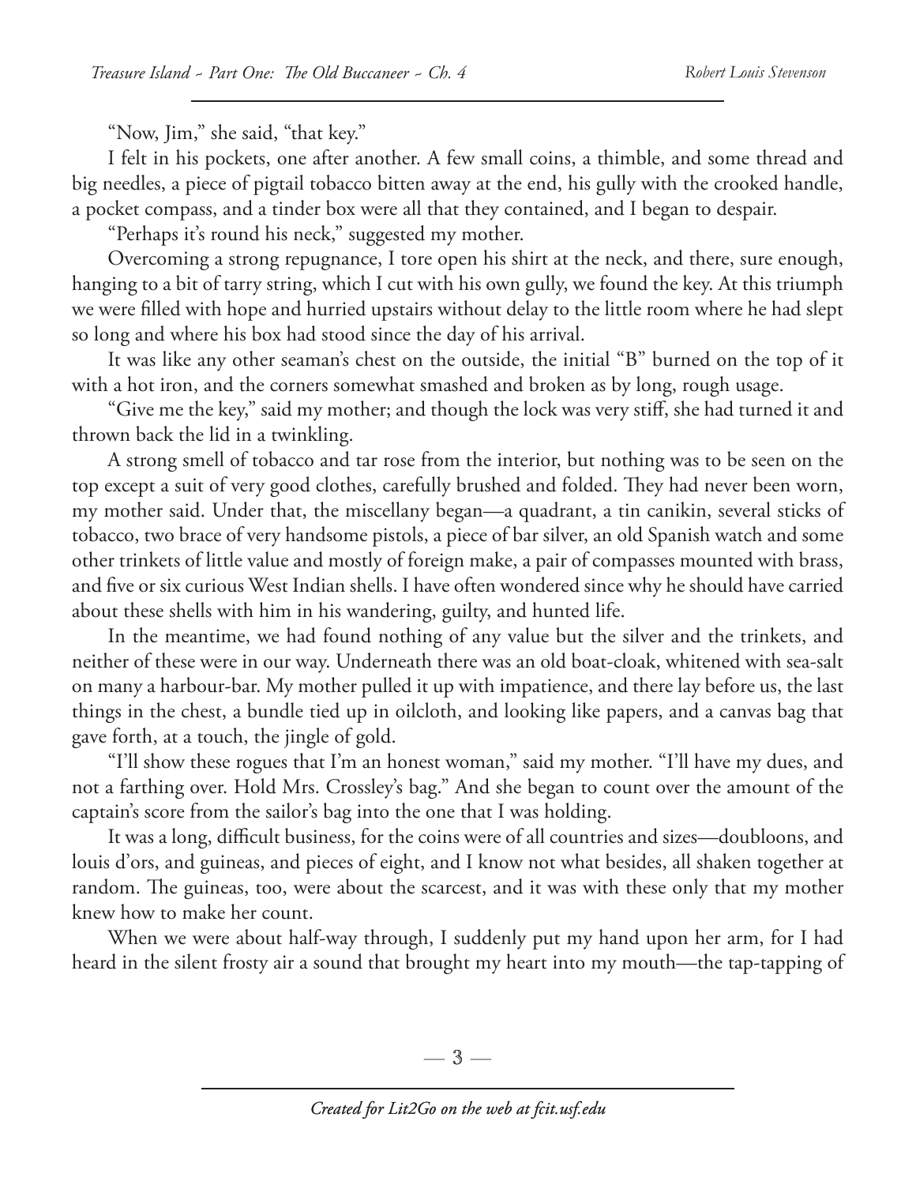"Now, Jim," she said, "that key."

I felt in his pockets, one after another. A few small coins, a thimble, and some thread and big needles, a piece of pigtail tobacco bitten away at the end, his gully with the crooked handle, a pocket compass, and a tinder box were all that they contained, and I began to despair.

"Perhaps it's round his neck," suggested my mother.

Overcoming a strong repugnance, I tore open his shirt at the neck, and there, sure enough, hanging to a bit of tarry string, which I cut with his own gully, we found the key. At this triumph we were filled with hope and hurried upstairs without delay to the little room where he had slept so long and where his box had stood since the day of his arrival.

It was like any other seaman's chest on the outside, the initial "B" burned on the top of it with a hot iron, and the corners somewhat smashed and broken as by long, rough usage.

"Give me the key," said my mother; and though the lock was very stiff, she had turned it and thrown back the lid in a twinkling.

A strong smell of tobacco and tar rose from the interior, but nothing was to be seen on the top except a suit of very good clothes, carefully brushed and folded. They had never been worn, my mother said. Under that, the miscellany began—a quadrant, a tin canikin, several sticks of tobacco, two brace of very handsome pistols, a piece of bar silver, an old Spanish watch and some other trinkets of little value and mostly of foreign make, a pair of compasses mounted with brass, and five or six curious West Indian shells. I have often wondered since why he should have carried about these shells with him in his wandering, guilty, and hunted life.

In the meantime, we had found nothing of any value but the silver and the trinkets, and neither of these were in our way. Underneath there was an old boat-cloak, whitened with sea-salt on many a harbour-bar. My mother pulled it up with impatience, and there lay before us, the last things in the chest, a bundle tied up in oilcloth, and looking like papers, and a canvas bag that gave forth, at a touch, the jingle of gold.

"I'll show these rogues that I'm an honest woman," said my mother. "I'll have my dues, and not a farthing over. Hold Mrs. Crossley's bag." And she began to count over the amount of the captain's score from the sailor's bag into the one that I was holding.

It was a long, difficult business, for the coins were of all countries and sizes—doubloons, and louis d'ors, and guineas, and pieces of eight, and I know not what besides, all shaken together at random. The guineas, too, were about the scarcest, and it was with these only that my mother knew how to make her count.

When we were about half-way through, I suddenly put my hand upon her arm, for I had heard in the silent frosty air a sound that brought my heart into my mouth—the tap-tapping of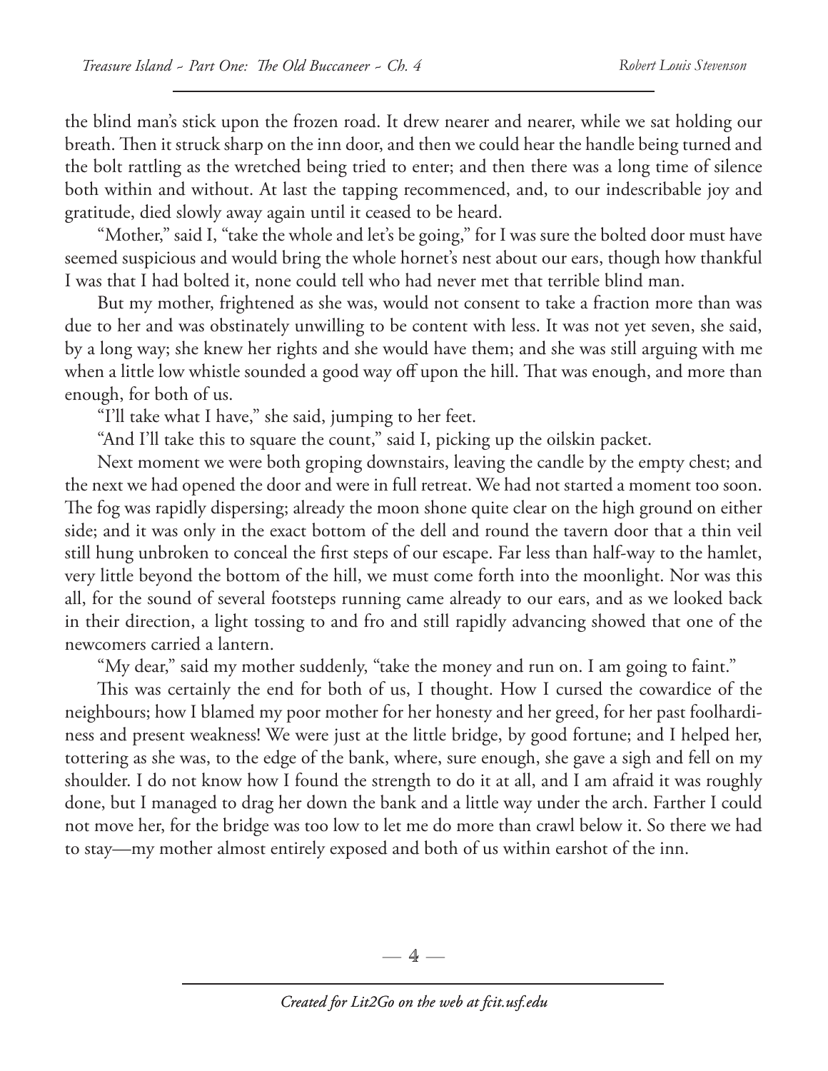the blind man's stick upon the frozen road. It drew nearer and nearer, while we sat holding our breath. Then it struck sharp on the inn door, and then we could hear the handle being turned and the bolt rattling as the wretched being tried to enter; and then there was a long time of silence both within and without. At last the tapping recommenced, and, to our indescribable joy and gratitude, died slowly away again until it ceased to be heard.

"Mother," said I, "take the whole and let's be going," for I was sure the bolted door must have seemed suspicious and would bring the whole hornet's nest about our ears, though how thankful I was that I had bolted it, none could tell who had never met that terrible blind man.

But my mother, frightened as she was, would not consent to take a fraction more than was due to her and was obstinately unwilling to be content with less. It was not yet seven, she said, by a long way; she knew her rights and she would have them; and she was still arguing with me when a little low whistle sounded a good way off upon the hill. That was enough, and more than enough, for both of us.

"I'll take what I have," she said, jumping to her feet.

"And I'll take this to square the count," said I, picking up the oilskin packet.

Next moment we were both groping downstairs, leaving the candle by the empty chest; and the next we had opened the door and were in full retreat. We had not started a moment too soon. The fog was rapidly dispersing; already the moon shone quite clear on the high ground on either side; and it was only in the exact bottom of the dell and round the tavern door that a thin veil still hung unbroken to conceal the first steps of our escape. Far less than half-way to the hamlet, very little beyond the bottom of the hill, we must come forth into the moonlight. Nor was this all, for the sound of several footsteps running came already to our ears, and as we looked back in their direction, a light tossing to and fro and still rapidly advancing showed that one of the newcomers carried a lantern.

"My dear," said my mother suddenly, "take the money and run on. I am going to faint."

This was certainly the end for both of us, I thought. How I cursed the cowardice of the neighbours; how I blamed my poor mother for her honesty and her greed, for her past foolhardiness and present weakness! We were just at the little bridge, by good fortune; and I helped her, tottering as she was, to the edge of the bank, where, sure enough, she gave a sigh and fell on my shoulder. I do not know how I found the strength to do it at all, and I am afraid it was roughly done, but I managed to drag her down the bank and a little way under the arch. Farther I could not move her, for the bridge was too low to let me do more than crawl below it. So there we had to stay—my mother almost entirely exposed and both of us within earshot of the inn.